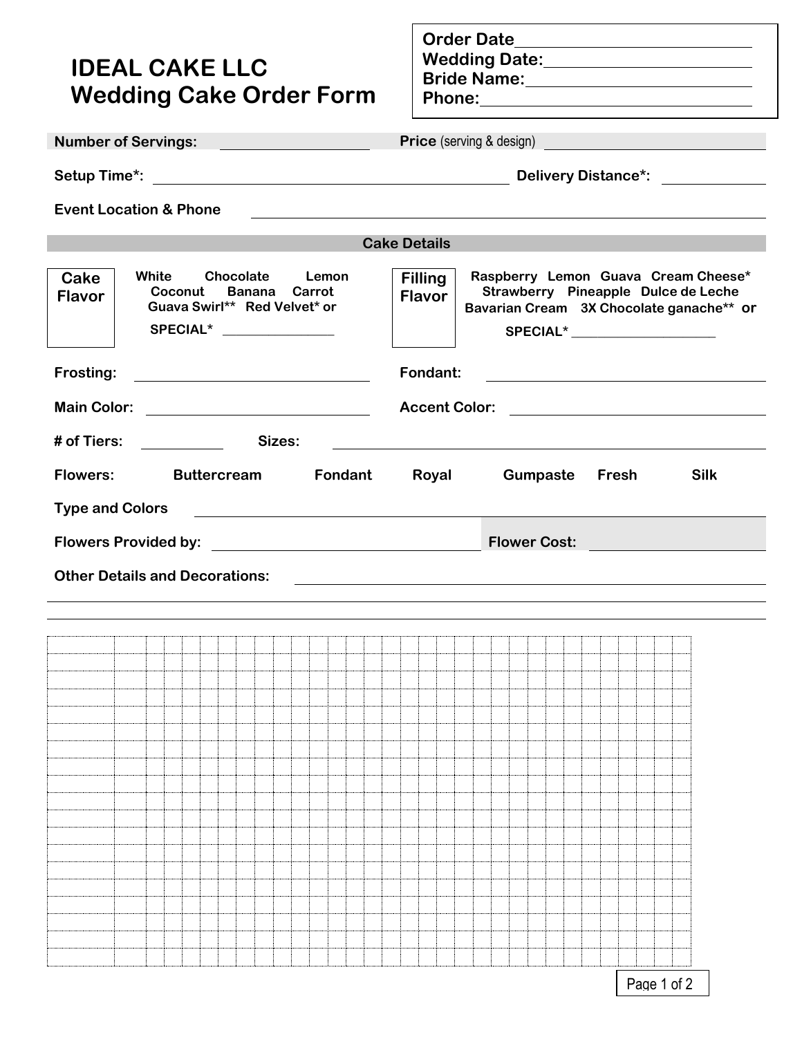# IDEAL CAKE LLC
# Wedding Cake Order Form

**Order Date** ______________________
**Wedding Date:** ______________________
**Bride Name:** ______________________
**Phone:** ______________________

**Number of Servings:** ______________ **Price** (serving & design) ______________________

**Setup Time*:** ______________________________ **Delivery Distance*:** ______________

**Event Location & Phone** ______________________________________________

## Cake Details

**Cake Flavor**

White Chocolate Lemon
Coconut Banana Carrot
Guava Swirl** Red Velvet* or
SPECIAL* ______________

**Filling Flavor**

Raspberry Lemon Guava Cream Cheese*
Strawberry Pineapple Dulce de Leche
Bavarian Cream 3X Chocolate ganache** or
SPECIAL* ______________

**Frosting:** ______________________ **Fondant:** ______________________

**Main Color:** ______________________ **Accent Color:** ______________________

**# of Tiers:** __________ **Sizes:** ______________________________

**Flowers:** Buttercream Fondant Royal Gumpaste Fresh Silk

**Type and Colors** ______________________________________________

**Flowers Provided by:** ______________________ **Flower Cost:** ______________

**Other Details and Decorations:** ______________________________________________

______________________________________________________________________

______________________________________________________________________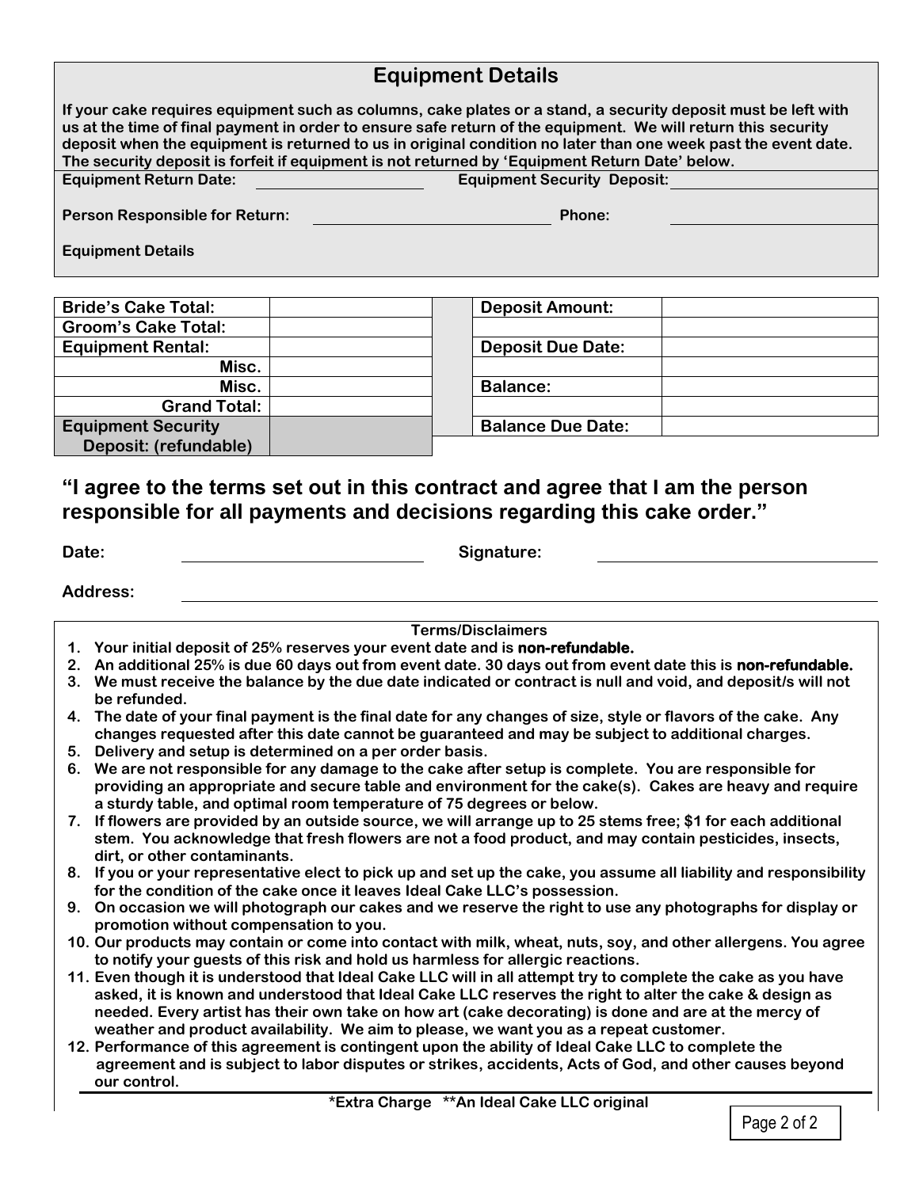## Equipment Details

**If your cake requires equipment such as columns, cake plates or a stand, a security deposit must be left with us at the time of final payment in order to ensure safe return of the equipment. We will return this security deposit when the equipment is returned to us in original condition no later than one week past the event date. The security deposit is forfeit if equipment is not returned by 'Equipment Return Date' below.**

**Equipment Return Date:** ____________________ **Equipment Security Deposit:** ____________________

**Person Responsible for Return:** ____________________ **Phone:** ____________________

**Equipment Details**

| | | | | |
|---|---|---|---|---|
| **Bride's Cake Total:** | | | **Deposit Amount:** | |
| **Groom's Cake Total:** | | | | |
| **Equipment Rental:** | | | **Deposit Due Date:** | |
| **Misc.** | | | | |
| **Misc.** | | | **Balance:** | |
| **Grand Total:** | | | | |
| **Equipment Security Deposit: (refundable)** | | | **Balance Due Date:** | |

### "I agree to the terms set out in this contract and agree that I am the person responsible for all payments and decisions regarding this cake order."

**Date:** ____________________ **Signature:** ____________________

**Address:** ____________________

**Terms/Disclaimers**

1. **Your initial deposit of 25% reserves your event date and is non-refundable.**
2. **An additional 25% is due 60 days out from event date. 30 days out from event date this is non-refundable.**
3. **We must receive the balance by the due date indicated or contract is null and void, and deposit/s will not be refunded.**
4. **The date of your final payment is the final date for any changes of size, style or flavors of the cake. Any changes requested after this date cannot be guaranteed and may be subject to additional charges.**
5. **Delivery and setup is determined on a per order basis.**
6. **We are not responsible for any damage to the cake after setup is complete. You are responsible for providing an appropriate and secure table and environment for the cake(s). Cakes are heavy and require a sturdy table, and optimal room temperature of 75 degrees or below.**
7. **If flowers are provided by an outside source, we will arrange up to 25 stems free; $1 for each additional stem. You acknowledge that fresh flowers are not a food product, and may contain pesticides, insects, dirt, or other contaminants.**
8. **If you or your representative elect to pick up and set up the cake, you assume all liability and responsibility for the condition of the cake once it leaves Ideal Cake LLC's possession.**
9. **On occasion we will photograph our cakes and we reserve the right to use any photographs for display or promotion without compensation to you.**
10. **Our products may contain or come into contact with milk, wheat, nuts, soy, and other allergens. You agree to notify your guests of this risk and hold us harmless for allergic reactions.**
11. **Even though it is understood that Ideal Cake LLC will in all attempt try to complete the cake as you have asked, it is known and understood that Ideal Cake LLC reserves the right to alter the cake & design as needed. Every artist has their own take on how art (cake decorating) is done and are at the mercy of weather and product availability. We aim to please, we want you as a repeat customer.**
12. **Performance of this agreement is contingent upon the ability of Ideal Cake LLC to complete the agreement and is subject to labor disputes or strikes, accidents, Acts of God, and other causes beyond our control.**

**\*Extra Charge \*\*An Ideal Cake LLC original**